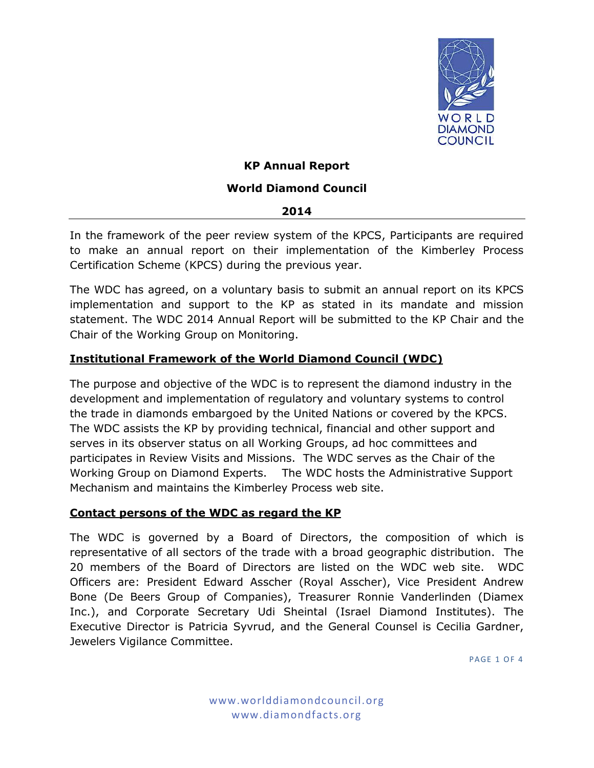# KP Annual Report

## World Diamond Council

## 2014

In the framework of the peer review system of the KPCS, Participants are required to make an annual report on their implementation of the Kimberley Process Certification Scheme (KPCS) during the previous year.

The WDC has agreed, on a voluntary basis to submit an annual report on its KPCS implementation and support to the KP as stated in its mandate and mission statement. The WDC 2014 Annual Report will be submitted to the KP Chair and the Chair of the Working Group on Monitoring.

### Institutional Framework of the World Diamond Council (WDC)

The purpose and objective of the WDC is to represent the diamond industry in the development and implementation of regulatory and voluntary systems to control the trade in diamonds embargoed by the United Nations or covered by the KPCS. The WDC assists the KP by providing technical, financial and other support and serves in its observer status on all Working Groups, ad hoc committees and participates in Review Visits and Missions. The WDC serves as the Chair of the Working Group on Diamond Experts. The WDC hosts the Administrative Support Mechanism and maintains the Kimberley Process web site.

### Contact persons of the WDC as regard the KP

The WDC is governed by a Board of Directors, the composition of which is representative of all sectors of the trade with a broad geographic distribution. The 20 members of the Board of Directors are listed on the WDC web site. WDC Officers are: President Edward Asscher (Royal Asscher), Vice President Andrew Bone (De Beers Group of Companies), Treasurer Ronnie Vanderlinden (Diamex Inc.), and Corporate Secretary Udi Sheintal (Israel Diamond Institutes). The Executive Director is Patricia Syvrud, and the General Counsel is Cecilia Gardner, Jewelers Vigilance Committee.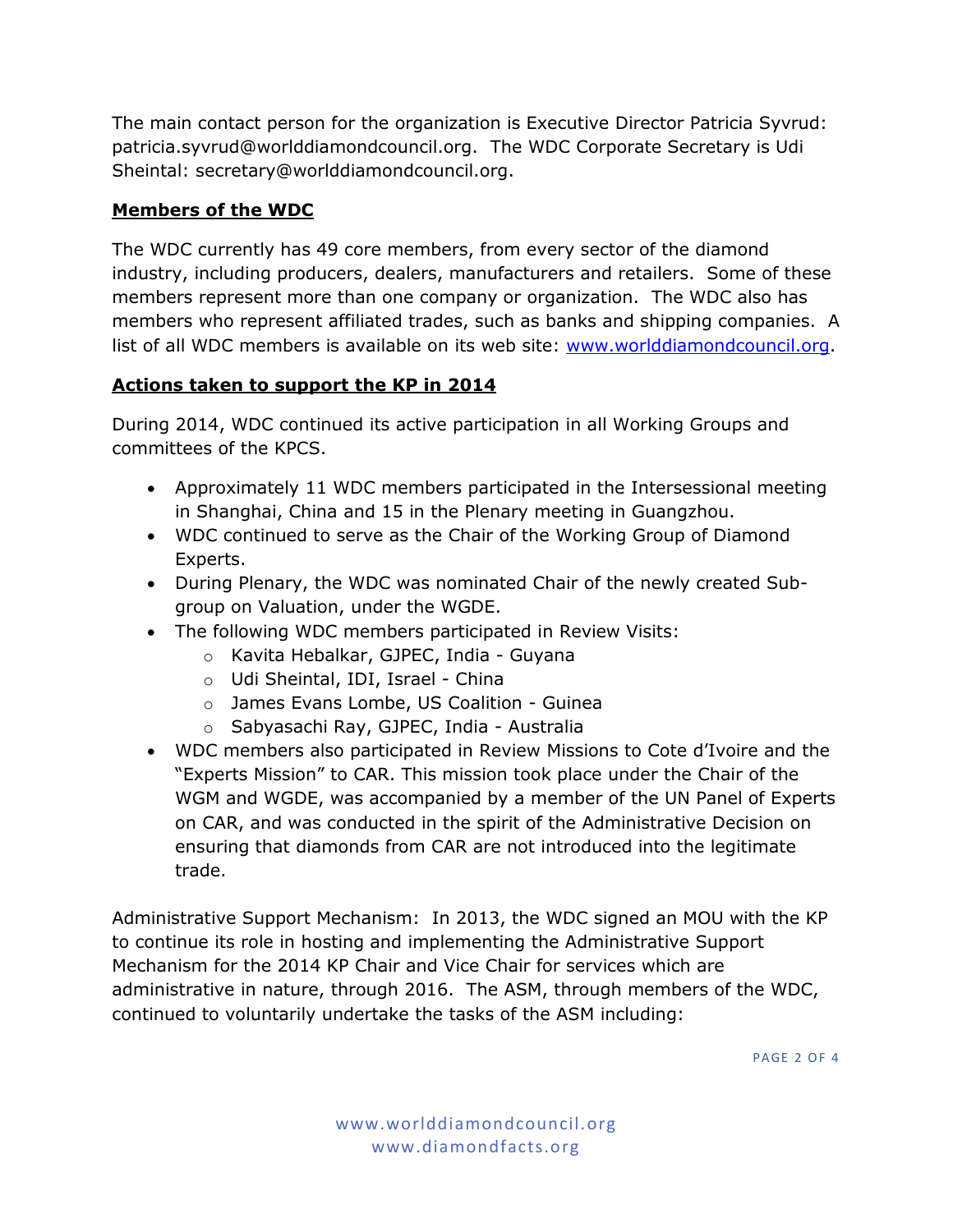The main contact person for the organization is Executive Director Patricia Syvrud: patricia.syvrud@worlddiamondcouncil.org. The WDC Corporate Secretary is Udi Sheintal: secretary@worlddiamondcouncil.org.

**Members of the WDC**

The WDC currently has 49 core members, from every sector of the diamond industry, including producers, dealers, manufacturers and retailers. Some of these members represent more than one company or organization. The WDC also has members who represent affiliated trades, such as banks and shipping companies. A list of all WDC members is available on its web site: [www.worlddiamondcouncil.org](http://www.worlddiamondcouncil.org).

**Actions taken to support the KP in 2014**

During 2014, WDC continued its active participation in all Working Groups and committees of the KPCS.

- Approximately 11 WDC members participated in the Intersessional meeting in Shanghai, China and 15 in the Plenary meeting in Guangzhou.
- WDC continued to serve as the Chair of the Working Group of Diamond Experts.
- During Plenary, the WDC was nominated Chair of the newly created Sub-group on Valuation, under the WGDE.
- The following WDC members participated in Review Visits:
  - Kavita Hebalkar, GJPEC, India - Guyana
  - Udi Sheintal, IDI, Israel - China
  - James Evans Lombe, US Coalition - Guinea
  - Sabyasachi Ray, GJPEC, India - Australia
- WDC members also participated in Review Missions to Cote d'Ivoire and the "Experts Mission" to CAR. This mission took place under the Chair of the WGM and WGDE, was accompanied by a member of the UN Panel of Experts on CAR, and was conducted in the spirit of the Administrative Decision on ensuring that diamonds from CAR are not introduced into the legitimate trade.

Administrative Support Mechanism: In 2013, the WDC signed an MOU with the KP to continue its role in hosting and implementing the Administrative Support Mechanism for the 2014 KP Chair and Vice Chair for services which are administrative in nature, through 2016. The ASM, through members of the WDC, continued to voluntarily undertake the tasks of the ASM including: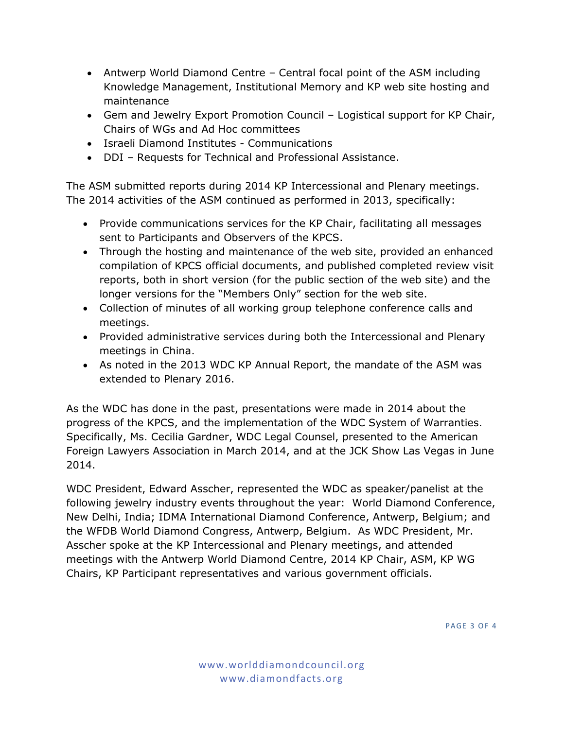- Antwerp World Diamond Centre – Central focal point of the ASM including Knowledge Management, Institutional Memory and KP web site hosting and maintenance
- Gem and Jewelry Export Promotion Council – Logistical support for KP Chair, Chairs of WGs and Ad Hoc committees
- Israeli Diamond Institutes - Communications
- DDI – Requests for Technical and Professional Assistance.

The ASM submitted reports during 2014 KP Intercessional and Plenary meetings. The 2014 activities of the ASM continued as performed in 2013, specifically:

- Provide communications services for the KP Chair, facilitating all messages sent to Participants and Observers of the KPCS.
- Through the hosting and maintenance of the web site, provided an enhanced compilation of KPCS official documents, and published completed review visit reports, both in short version (for the public section of the web site) and the longer versions for the "Members Only" section for the web site.
- Collection of minutes of all working group telephone conference calls and meetings.
- Provided administrative services during both the Intercessional and Plenary meetings in China.
- As noted in the 2013 WDC KP Annual Report, the mandate of the ASM was extended to Plenary 2016.

As the WDC has done in the past, presentations were made in 2014 about the progress of the KPCS, and the implementation of the WDC System of Warranties. Specifically, Ms. Cecilia Gardner, WDC Legal Counsel, presented to the American Foreign Lawyers Association in March 2014, and at the JCK Show Las Vegas in June 2014.

WDC President, Edward Asscher, represented the WDC as speaker/panelist at the following jewelry industry events throughout the year: World Diamond Conference, New Delhi, India; IDMA International Diamond Conference, Antwerp, Belgium; and the WFDB World Diamond Congress, Antwerp, Belgium. As WDC President, Mr. Asscher spoke at the KP Intercessional and Plenary meetings, and attended meetings with the Antwerp World Diamond Centre, 2014 KP Chair, ASM, KP WG Chairs, KP Participant representatives and various government officials.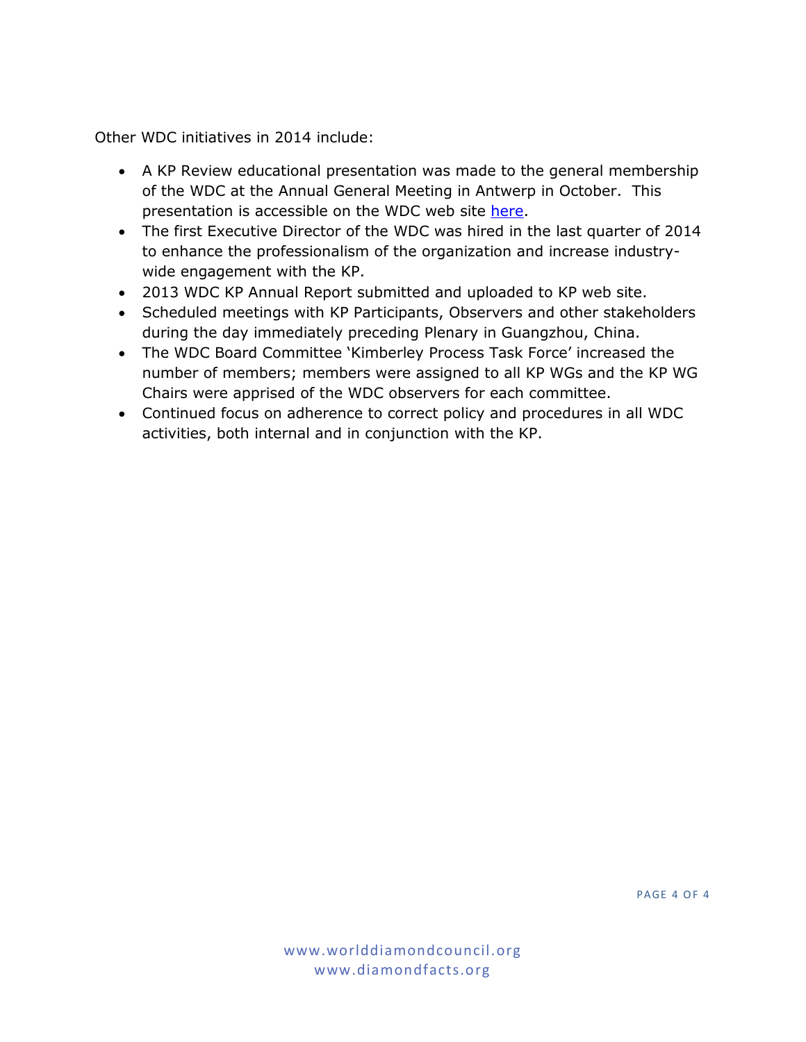Other WDC initiatives in 2014 include:

- A KP Review educational presentation was made to the general membership of the WDC at the Annual General Meeting in Antwerp in October. This presentation is accessible on the WDC web site here.
- The first Executive Director of the WDC was hired in the last quarter of 2014 to enhance the professionalism of the organization and increase industry-wide engagement with the KP.
- 2013 WDC KP Annual Report submitted and uploaded to KP web site.
- Scheduled meetings with KP Participants, Observers and other stakeholders during the day immediately preceding Plenary in Guangzhou, China.
- The WDC Board Committee 'Kimberley Process Task Force' increased the number of members; members were assigned to all KP WGs and the KP WG Chairs were apprised of the WDC observers for each committee.
- Continued focus on adherence to correct policy and procedures in all WDC activities, both internal and in conjunction with the KP.